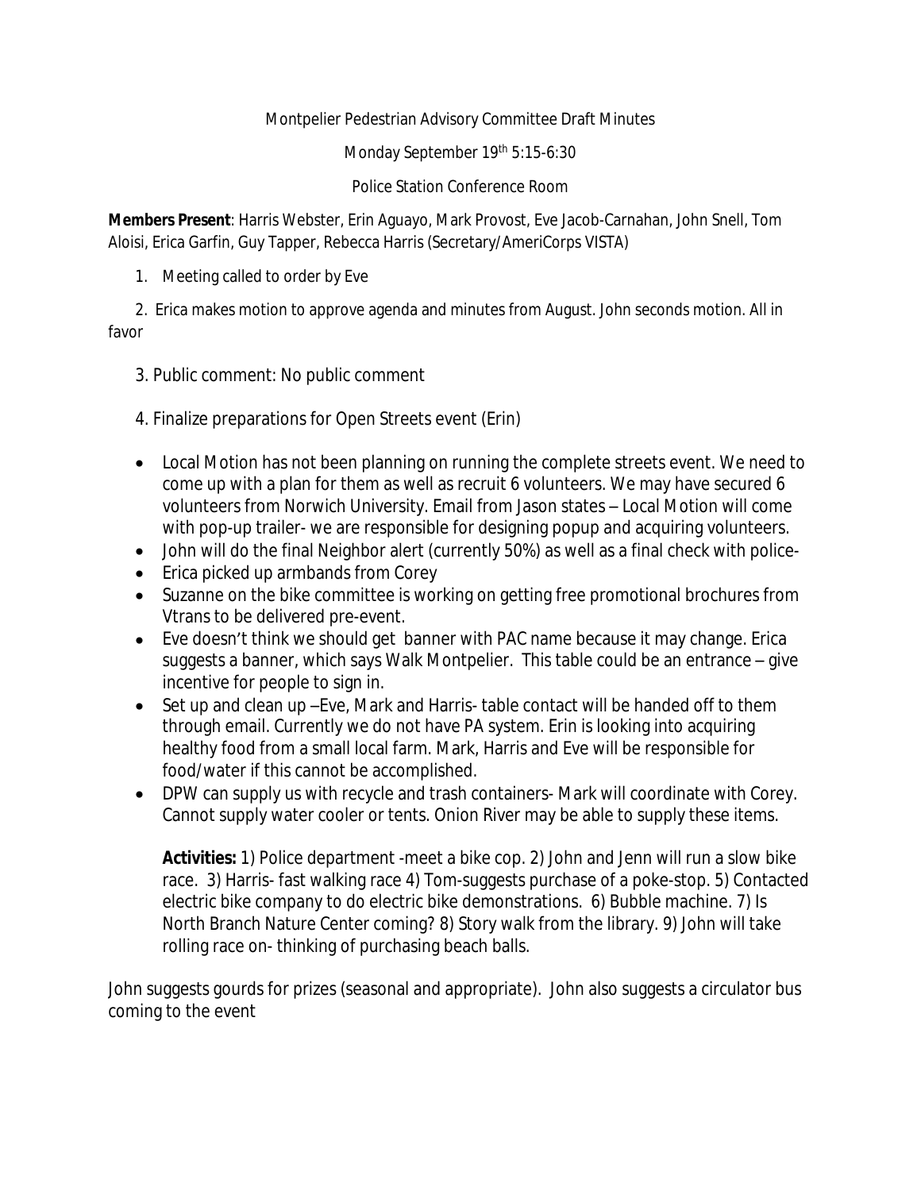Montpelier Pedestrian Advisory Committee Draft Minutes

Monday September 19th 5:15-6:30

Police Station Conference Room

**Members Present**: Harris Webster, Erin Aguayo, Mark Provost, Eve Jacob-Carnahan, John Snell, Tom Aloisi, Erica Garfin, Guy Tapper, Rebecca Harris (Secretary/AmeriCorps VISTA)

1. Meeting called to order by Eve

2. Erica makes motion to approve agenda and minutes from August. John seconds motion. All in favor

3. Public comment: No public comment

4. Finalize preparations for Open Streets event (Erin)

- Local Motion has not been planning on running the complete streets event. We need to come up with a plan for them as well as recruit 6 volunteers. We may have secured 6 volunteers from Norwich University. Email from Jason states – Local Motion will come with pop-up trailer- we are responsible for designing popup and acquiring volunteers.
- John will do the final Neighbor alert (currently 50%) as well as a final check with police-
- Erica picked up armbands from Corey
- Suzanne on the bike committee is working on getting free promotional brochures from Vtrans to be delivered pre-event.
- Eve doesn't think we should get banner with PAC name because it may change. Erica suggests a banner, which says Walk Montpelier. This table could be an entrance – give incentive for people to sign in.
- Set up and clean up –Eve, Mark and Harris- table contact will be handed off to them through email. Currently we do not have PA system. Erin is looking into acquiring healthy food from a small local farm. Mark, Harris and Eve will be responsible for food/water if this cannot be accomplished.
- DPW can supply us with recycle and trash containers- Mark will coordinate with Corey. Cannot supply water cooler or tents. Onion River may be able to supply these items.

  **Activities:** 1) Police department -meet a bike cop. 2) John and Jenn will run a slow bike race. 3) Harris- fast walking race 4) Tom-suggests purchase of a poke-stop. 5) Contacted electric bike company to do electric bike demonstrations. 6) Bubble machine. 7) Is North Branch Nature Center coming? 8) Story walk from the library. 9) John will take rolling race on- thinking of purchasing beach balls.

John suggests gourds for prizes (seasonal and appropriate). John also suggests a circulator bus coming to the event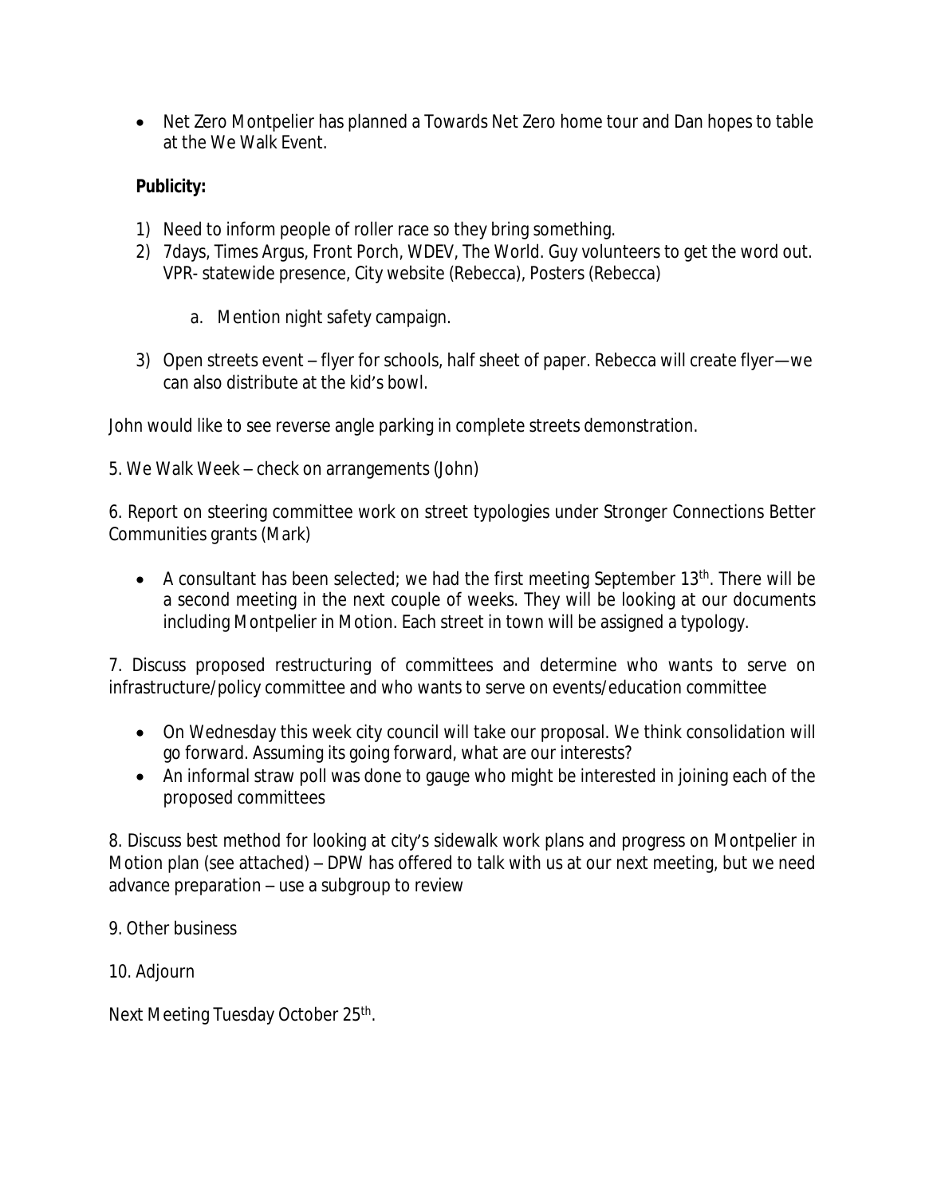- Net Zero Montpelier has planned a Towards Net Zero home tour and Dan hopes to table at the We Walk Event.

**Publicity:**

1) Need to inform people of roller race so they bring something.
2) 7days, Times Argus, Front Porch, WDEV, The World. Guy volunteers to get the word out. VPR- statewide presence, City website (Rebecca), Posters (Rebecca)
    a. Mention night safety campaign.
3) Open streets event – flyer for schools, half sheet of paper. Rebecca will create flyer—we can also distribute at the kid's bowl.

John would like to see reverse angle parking in complete streets demonstration.

5. We Walk Week – check on arrangements (John)

6. Report on steering committee work on street typologies under Stronger Connections Better Communities grants (Mark)

- A consultant has been selected; we had the first meeting September 13th. There will be a second meeting in the next couple of weeks. They will be looking at our documents including Montpelier in Motion. Each street in town will be assigned a typology.

7. Discuss proposed restructuring of committees and determine who wants to serve on infrastructure/policy committee and who wants to serve on events/education committee

- On Wednesday this week city council will take our proposal. We think consolidation will go forward. Assuming its going forward, what are our interests?
- An informal straw poll was done to gauge who might be interested in joining each of the proposed committees

8. Discuss best method for looking at city's sidewalk work plans and progress on Montpelier in Motion plan (see attached) – DPW has offered to talk with us at our next meeting, but we need advance preparation – use a subgroup to review

9. Other business

10. Adjourn

Next Meeting Tuesday October 25th.